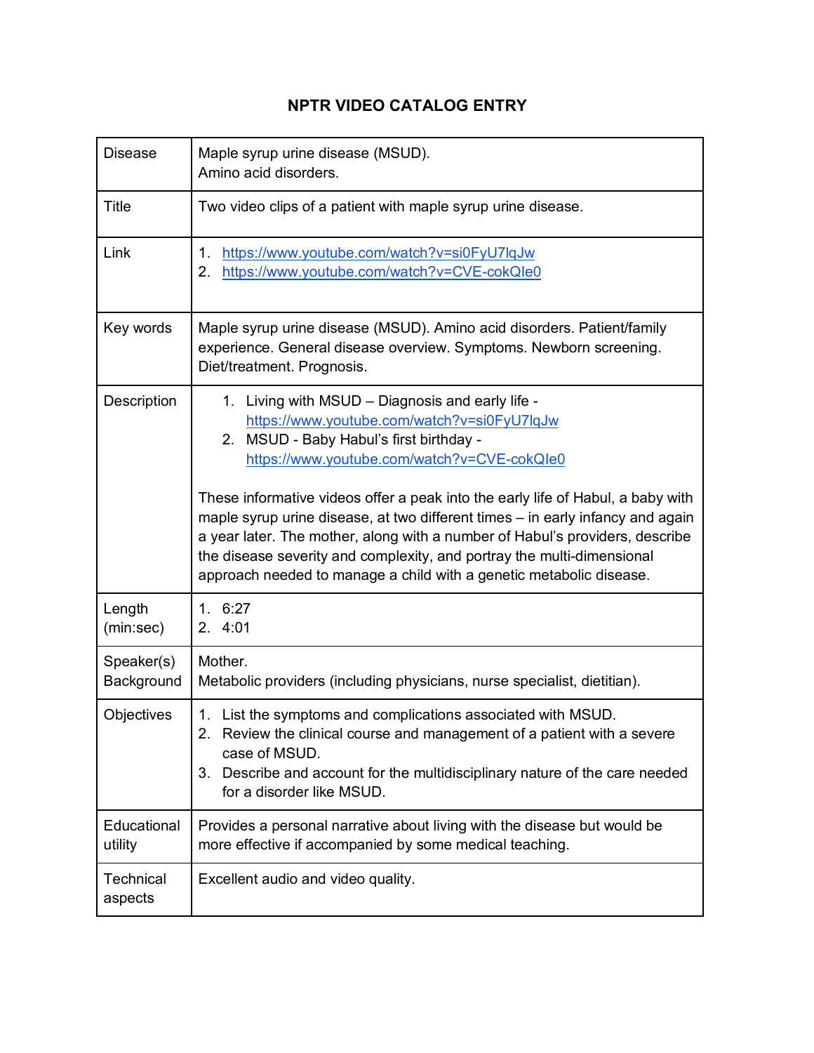# NPTR VIDEO CATALOG ENTRY

| | |
|---|---|
| Disease | Maple syrup urine disease (MSUD).<br>Amino acid disorders. |
| Title | Two video clips of a patient with maple syrup urine disease. |
| Link | 1. https://www.youtube.com/watch?v=si0FyU7lqJw<br>2. https://www.youtube.com/watch?v=CVE-cokQIe0 |
| Key words | Maple syrup urine disease (MSUD). Amino acid disorders. Patient/family experience. General disease overview. Symptoms. Newborn screening. Diet/treatment. Prognosis. |
| Description | 1. Living with MSUD – Diagnosis and early life - https://www.youtube.com/watch?v=si0FyU7lqJw<br>2. MSUD - Baby Habul's first birthday - https://www.youtube.com/watch?v=CVE-cokQIe0<br><br>These informative videos offer a peak into the early life of Habul, a baby with maple syrup urine disease, at two different times – in early infancy and again a year later. The mother, along with a number of Habul's providers, describe the disease severity and complexity, and portray the multi-dimensional approach needed to manage a child with a genetic metabolic disease. |
| Length (min:sec) | 1. 6:27<br>2. 4:01 |
| Speaker(s) Background | Mother.<br>Metabolic providers (including physicians, nurse specialist, dietitian). |
| Objectives | 1. List the symptoms and complications associated with MSUD.<br>2. Review the clinical course and management of a patient with a severe case of MSUD.<br>3. Describe and account for the multidisciplinary nature of the care needed for a disorder like MSUD. |
| Educational utility | Provides a personal narrative about living with the disease but would be more effective if accompanied by some medical teaching. |
| Technical aspects | Excellent audio and video quality. |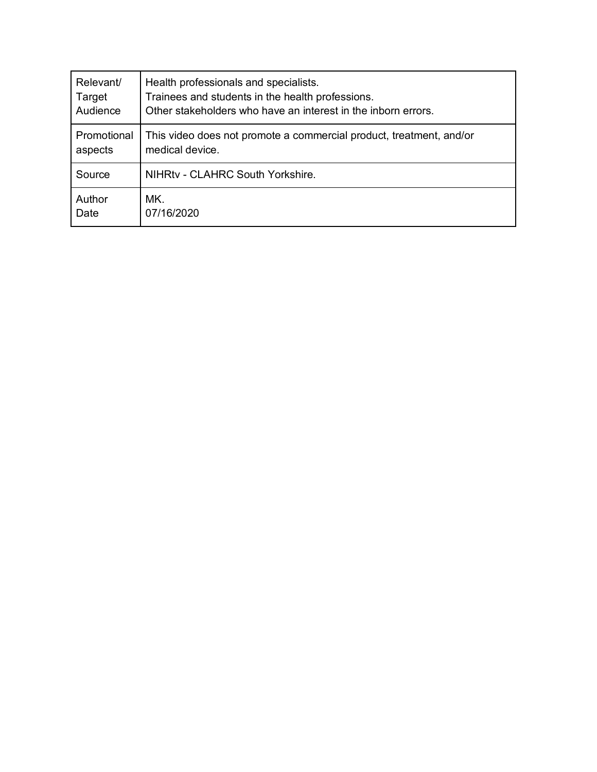| | |
|---|---|
| Relevant/ Target Audience | Health professionals and specialists.<br>Trainees and students in the health professions.<br>Other stakeholders who have an interest in the inborn errors. |
| Promotional aspects | This video does not promote a commercial product, treatment, and/or medical device. |
| Source | NIHRtv - CLAHRC South Yorkshire. |
| Author<br>Date | MK.<br>07/16/2020 |